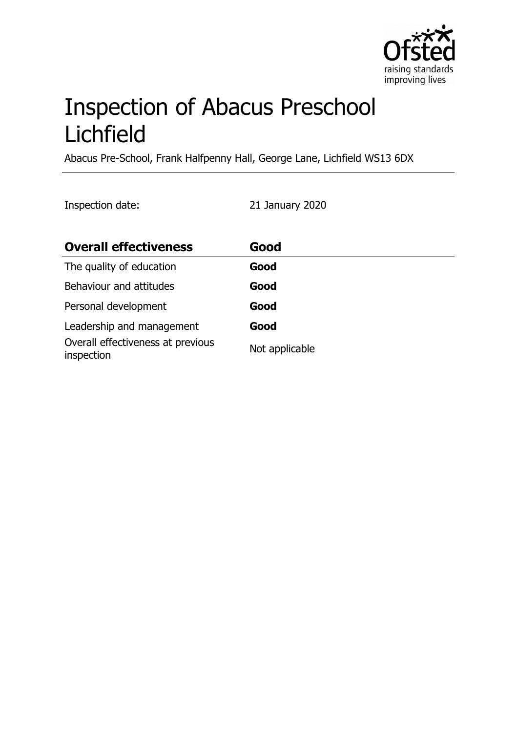# Inspection of Abacus Preschool Lichfield

Abacus Pre-School, Frank Halfpenny Hall, George Lane, Lichfield WS13 6DX

Inspection date: 21 January 2020

| **Overall effectiveness** | **Good** |
|---|---|
| The quality of education | **Good** |
| Behaviour and attitudes | **Good** |
| Personal development | **Good** |
| Leadership and management | **Good** |
| Overall effectiveness at previous inspection | Not applicable |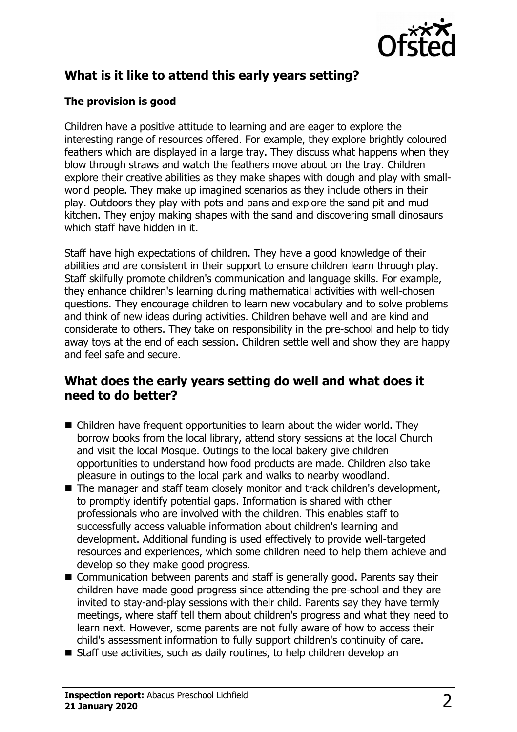## What is it like to attend this early years setting?

### The provision is good

Children have a positive attitude to learning and are eager to explore the interesting range of resources offered. For example, they explore brightly coloured feathers which are displayed in a large tray. They discuss what happens when they blow through straws and watch the feathers move about on the tray. Children explore their creative abilities as they make shapes with dough and play with small-world people. They make up imagined scenarios as they include others in their play. Outdoors they play with pots and pans and explore the sand pit and mud kitchen. They enjoy making shapes with the sand and discovering small dinosaurs which staff have hidden in it.

Staff have high expectations of children. They have a good knowledge of their abilities and are consistent in their support to ensure children learn through play. Staff skilfully promote children's communication and language skills. For example, they enhance children's learning during mathematical activities with well-chosen questions. They encourage children to learn new vocabulary and to solve problems and think of new ideas during activities. Children behave well and are kind and considerate to others. They take on responsibility in the pre-school and help to tidy away toys at the end of each session. Children settle well and show they are happy and feel safe and secure.

## What does the early years setting do well and what does it need to do better?

- Children have frequent opportunities to learn about the wider world. They borrow books from the local library, attend story sessions at the local Church and visit the local Mosque. Outings to the local bakery give children opportunities to understand how food products are made. Children also take pleasure in outings to the local park and walks to nearby woodland.
- The manager and staff team closely monitor and track children's development, to promptly identify potential gaps. Information is shared with other professionals who are involved with the children. This enables staff to successfully access valuable information about children's learning and development. Additional funding is used effectively to provide well-targeted resources and experiences, which some children need to help them achieve and develop so they make good progress.
- Communication between parents and staff is generally good. Parents say their children have made good progress since attending the pre-school and they are invited to stay-and-play sessions with their child. Parents say they have termly meetings, where staff tell them about children's progress and what they need to learn next. However, some parents are not fully aware of how to access their child's assessment information to fully support children's continuity of care.
- Staff use activities, such as daily routines, to help children develop an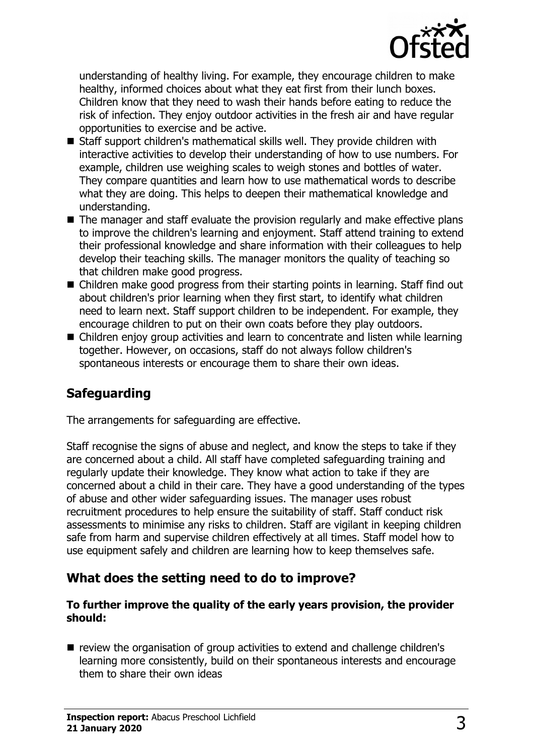understanding of healthy living. For example, they encourage children to make healthy, informed choices about what they eat first from their lunch boxes. Children know that they need to wash their hands before eating to reduce the risk of infection. They enjoy outdoor activities in the fresh air and have regular opportunities to exercise and be active.

- Staff support children's mathematical skills well. They provide children with interactive activities to develop their understanding of how to use numbers. For example, children use weighing scales to weigh stones and bottles of water. They compare quantities and learn how to use mathematical words to describe what they are doing. This helps to deepen their mathematical knowledge and understanding.
- The manager and staff evaluate the provision regularly and make effective plans to improve the children's learning and enjoyment. Staff attend training to extend their professional knowledge and share information with their colleagues to help develop their teaching skills. The manager monitors the quality of teaching so that children make good progress.
- Children make good progress from their starting points in learning. Staff find out about children's prior learning when they first start, to identify what children need to learn next. Staff support children to be independent. For example, they encourage children to put on their own coats before they play outdoors.
- Children enjoy group activities and learn to concentrate and listen while learning together. However, on occasions, staff do not always follow children's spontaneous interests or encourage them to share their own ideas.

## Safeguarding

The arrangements for safeguarding are effective.

Staff recognise the signs of abuse and neglect, and know the steps to take if they are concerned about a child. All staff have completed safeguarding training and regularly update their knowledge. They know what action to take if they are concerned about a child in their care. They have a good understanding of the types of abuse and other wider safeguarding issues. The manager uses robust recruitment procedures to help ensure the suitability of staff. Staff conduct risk assessments to minimise any risks to children. Staff are vigilant in keeping children safe from harm and supervise children effectively at all times. Staff model how to use equipment safely and children are learning how to keep themselves safe.

## What does the setting need to do to improve?

**To further improve the quality of the early years provision, the provider should:**

- review the organisation of group activities to extend and challenge children's learning more consistently, build on their spontaneous interests and encourage them to share their own ideas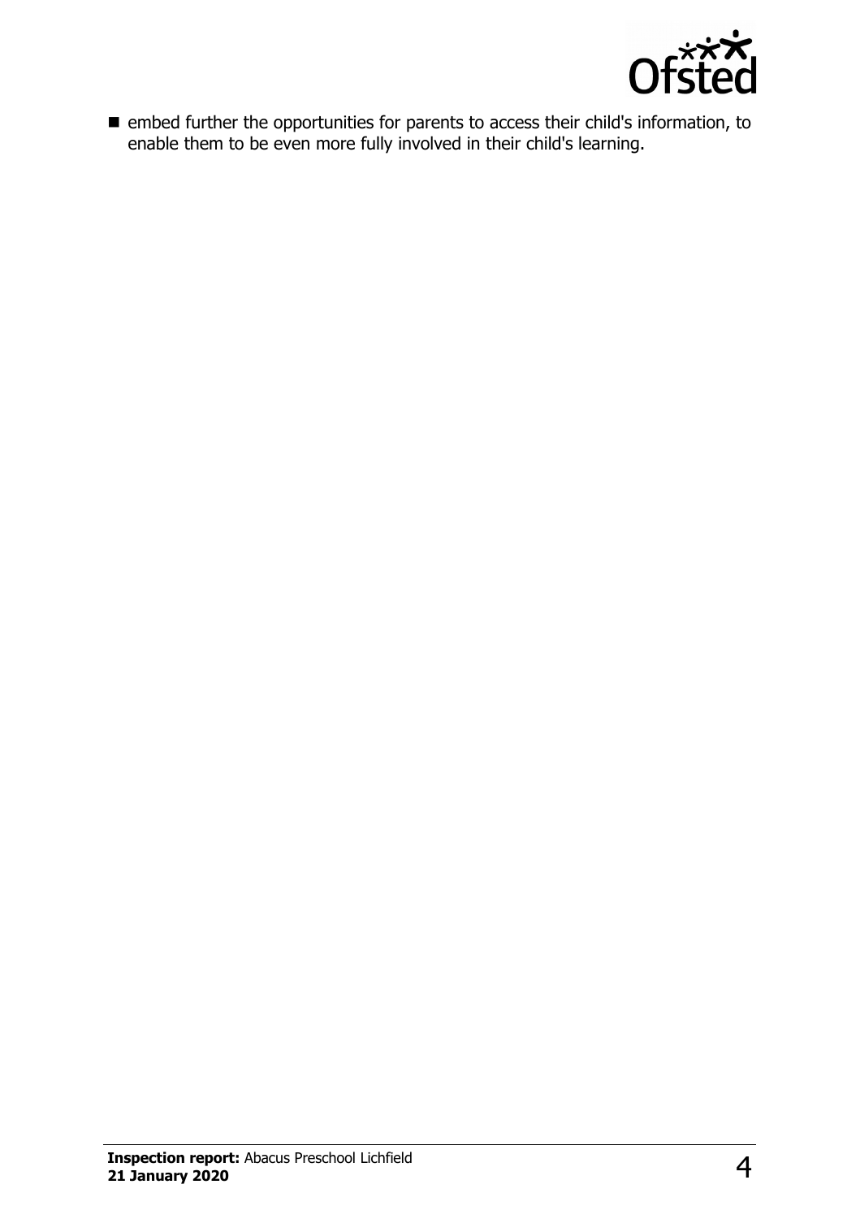- embed further the opportunities for parents to access their child's information, to enable them to be even more fully involved in their child's learning.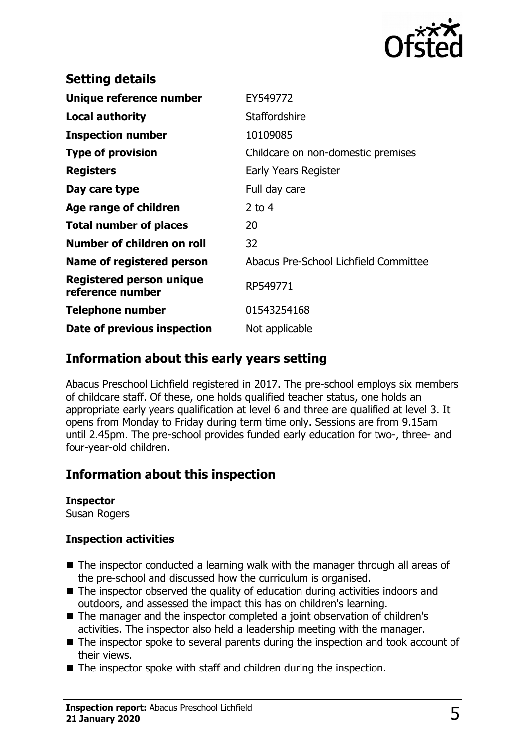## Setting details

| | |
|---|---|
| **Unique reference number** | EY549772 |
| **Local authority** | Staffordshire |
| **Inspection number** | 10109085 |
| **Type of provision** | Childcare on non-domestic premises |
| **Registers** | Early Years Register |
| **Day care type** | Full day care |
| **Age range of children** | 2 to 4 |
| **Total number of places** | 20 |
| **Number of children on roll** | 32 |
| **Name of registered person** | Abacus Pre-School Lichfield Committee |
| **Registered person unique reference number** | RP549771 |
| **Telephone number** | 01543254168 |
| **Date of previous inspection** | Not applicable |

## Information about this early years setting

Abacus Preschool Lichfield registered in 2017. The pre-school employs six members of childcare staff. Of these, one holds qualified teacher status, one holds an appropriate early years qualification at level 6 and three are qualified at level 3. It opens from Monday to Friday during term time only. Sessions are from 9.15am until 2.45pm. The pre-school provides funded early education for two-, three- and four-year-old children.

## Information about this inspection

**Inspector**
Susan Rogers

**Inspection activities**

- The inspector conducted a learning walk with the manager through all areas of the pre-school and discussed how the curriculum is organised.
- The inspector observed the quality of education during activities indoors and outdoors, and assessed the impact this has on children's learning.
- The manager and the inspector completed a joint observation of children's activities. The inspector also held a leadership meeting with the manager.
- The inspector spoke to several parents during the inspection and took account of their views.
- The inspector spoke with staff and children during the inspection.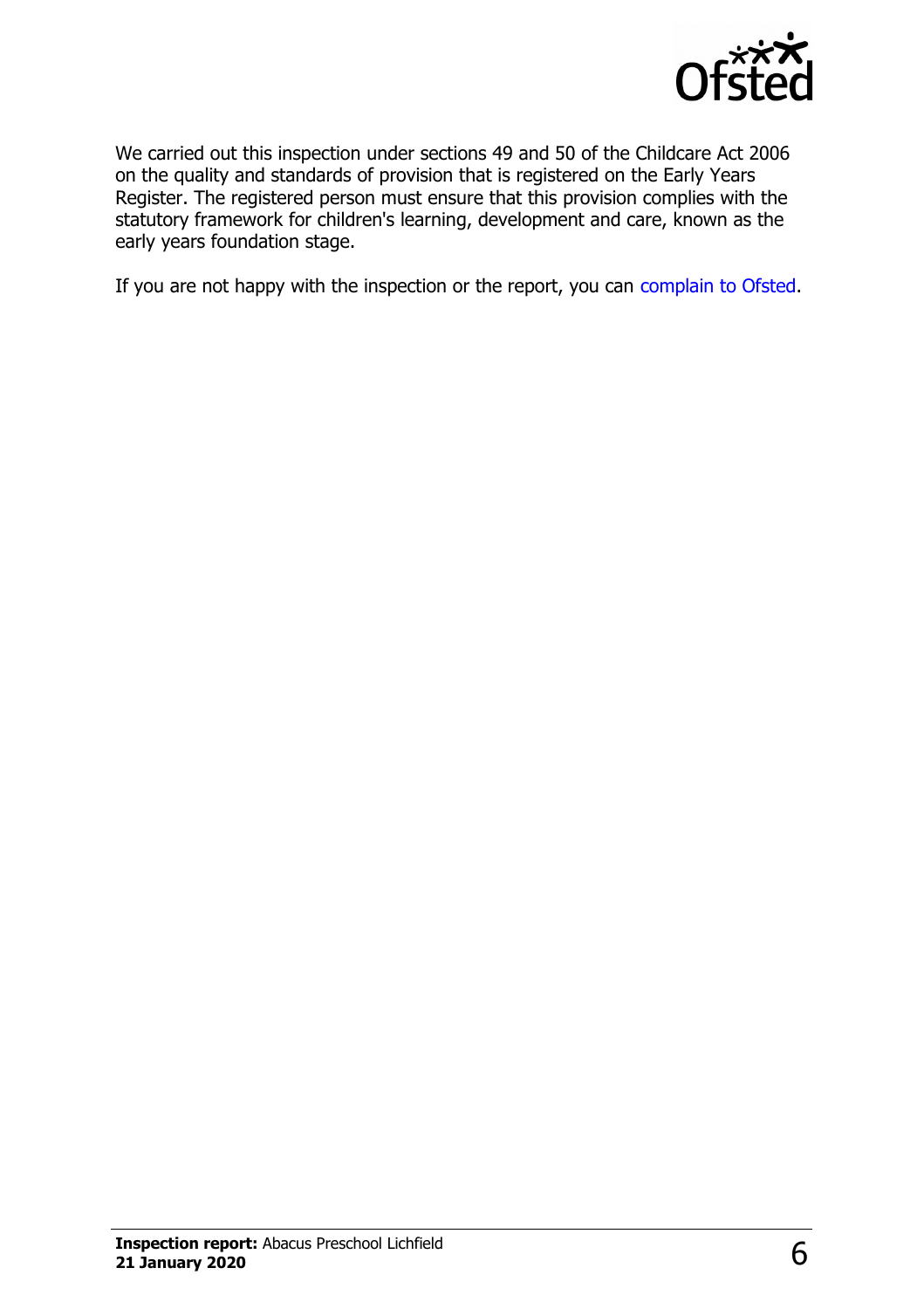We carried out this inspection under sections 49 and 50 of the Childcare Act 2006 on the quality and standards of provision that is registered on the Early Years Register. The registered person must ensure that this provision complies with the statutory framework for children's learning, development and care, known as the early years foundation stage.

If you are not happy with the inspection or the report, you can complain to Ofsted.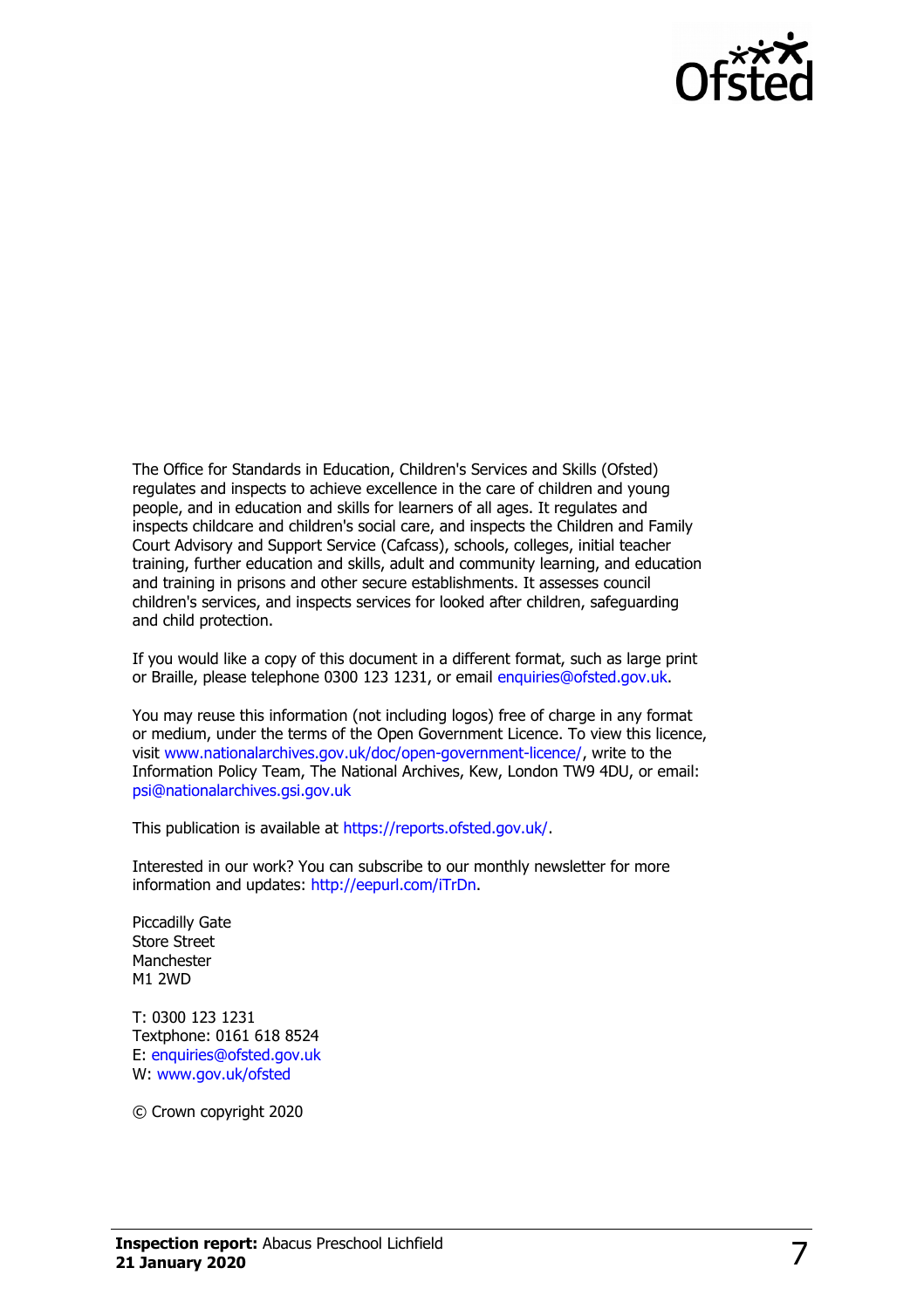The Office for Standards in Education, Children's Services and Skills (Ofsted) regulates and inspects to achieve excellence in the care of children and young people, and in education and skills for learners of all ages. It regulates and inspects childcare and children's social care, and inspects the Children and Family Court Advisory and Support Service (Cafcass), schools, colleges, initial teacher training, further education and skills, adult and community learning, and education and training in prisons and other secure establishments. It assesses council children's services, and inspects services for looked after children, safeguarding and child protection.

If you would like a copy of this document in a different format, such as large print or Braille, please telephone 0300 123 1231, or email enquiries@ofsted.gov.uk.

You may reuse this information (not including logos) free of charge in any format or medium, under the terms of the Open Government Licence. To view this licence, visit www.nationalarchives.gov.uk/doc/open-government-licence/, write to the Information Policy Team, The National Archives, Kew, London TW9 4DU, or email: psi@nationalarchives.gsi.gov.uk

This publication is available at https://reports.ofsted.gov.uk/.

Interested in our work? You can subscribe to our monthly newsletter for more information and updates: http://eepurl.com/iTrDn.

Piccadilly Gate
Store Street
Manchester
M1 2WD

T: 0300 123 1231
Textphone: 0161 618 8524
E: enquiries@ofsted.gov.uk
W: www.gov.uk/ofsted

© Crown copyright 2020